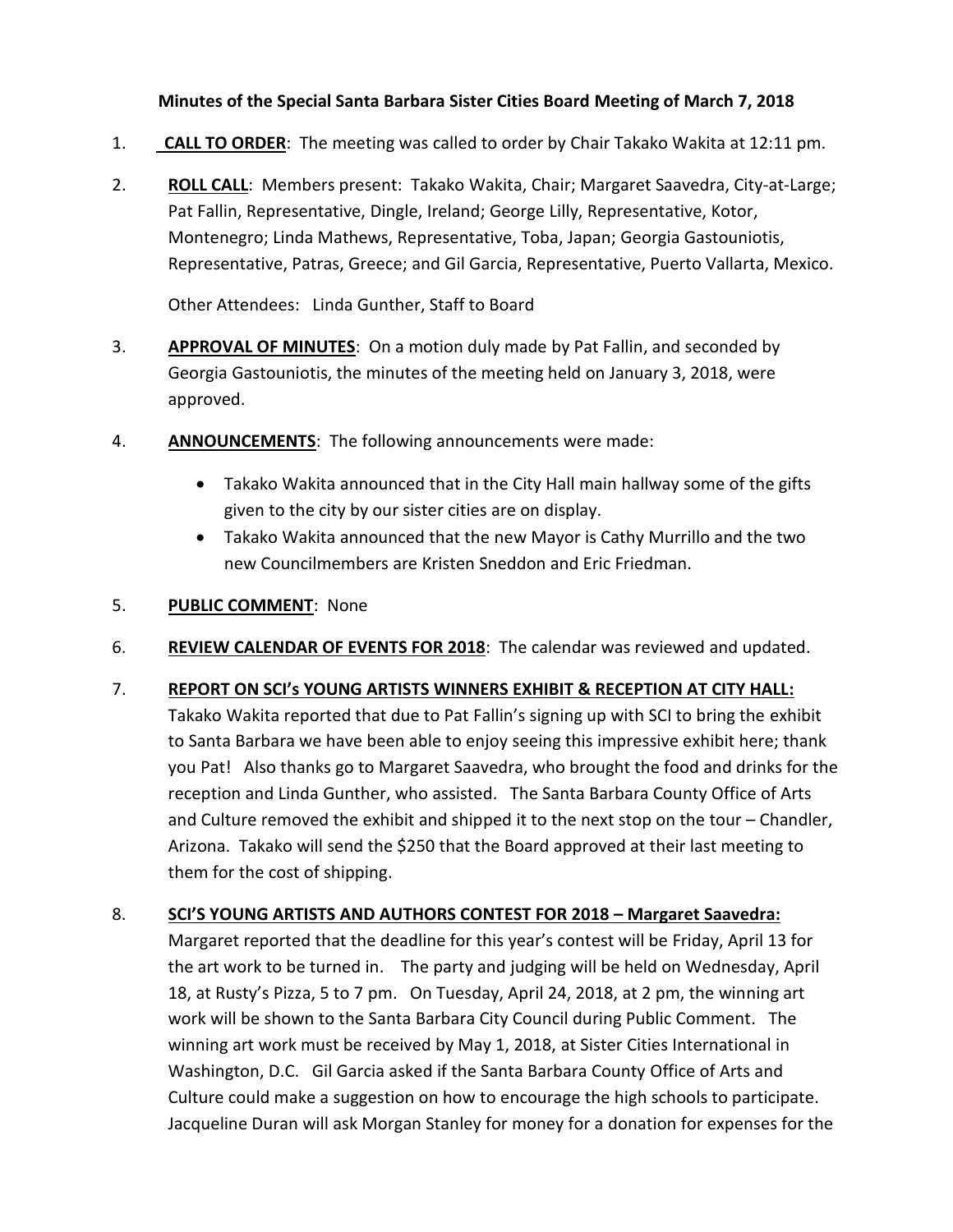**Minutes of the Special Santa Barbara Sister Cities Board Meeting of March 7, 2018**

1. **CALL TO ORDER**: The meeting was called to order by Chair Takako Wakita at 12:11 pm.

2. **ROLL CALL**: Members present: Takako Wakita, Chair; Margaret Saavedra, City-at-Large; Pat Fallin, Representative, Dingle, Ireland; George Lilly, Representative, Kotor, Montenegro; Linda Mathews, Representative, Toba, Japan; Georgia Gastouniotis, Representative, Patras, Greece; and Gil Garcia, Representative, Puerto Vallarta, Mexico.

   Other Attendees: Linda Gunther, Staff to Board

3. **APPROVAL OF MINUTES**: On a motion duly made by Pat Fallin, and seconded by Georgia Gastouniotis, the minutes of the meeting held on January 3, 2018, were approved.

4. **ANNOUNCEMENTS**: The following announcements were made:

   - Takako Wakita announced that in the City Hall main hallway some of the gifts given to the city by our sister cities are on display.
   - Takako Wakita announced that the new Mayor is Cathy Murrillo and the two new Councilmembers are Kristen Sneddon and Eric Friedman.

5. **PUBLIC COMMENT**: None

6. **REVIEW CALENDAR OF EVENTS FOR 2018**: The calendar was reviewed and updated.

7. **REPORT ON SCI's YOUNG ARTISTS WINNERS EXHIBIT & RECEPTION AT CITY HALL:** Takako Wakita reported that due to Pat Fallin's signing up with SCI to bring the exhibit to Santa Barbara we have been able to enjoy seeing this impressive exhibit here; thank you Pat! Also thanks go to Margaret Saavedra, who brought the food and drinks for the reception and Linda Gunther, who assisted. The Santa Barbara County Office of Arts and Culture removed the exhibit and shipped it to the next stop on the tour – Chandler, Arizona. Takako will send the $250 that the Board approved at their last meeting to them for the cost of shipping.

8. **SCI'S YOUNG ARTISTS AND AUTHORS CONTEST FOR 2018 – Margaret Saavedra:** Margaret reported that the deadline for this year's contest will be Friday, April 13 for the art work to be turned in. The party and judging will be held on Wednesday, April 18, at Rusty's Pizza, 5 to 7 pm. On Tuesday, April 24, 2018, at 2 pm, the winning art work will be shown to the Santa Barbara City Council during Public Comment. The winning art work must be received by May 1, 2018, at Sister Cities International in Washington, D.C. Gil Garcia asked if the Santa Barbara County Office of Arts and Culture could make a suggestion on how to encourage the high schools to participate. Jacqueline Duran will ask Morgan Stanley for money for a donation for expenses for the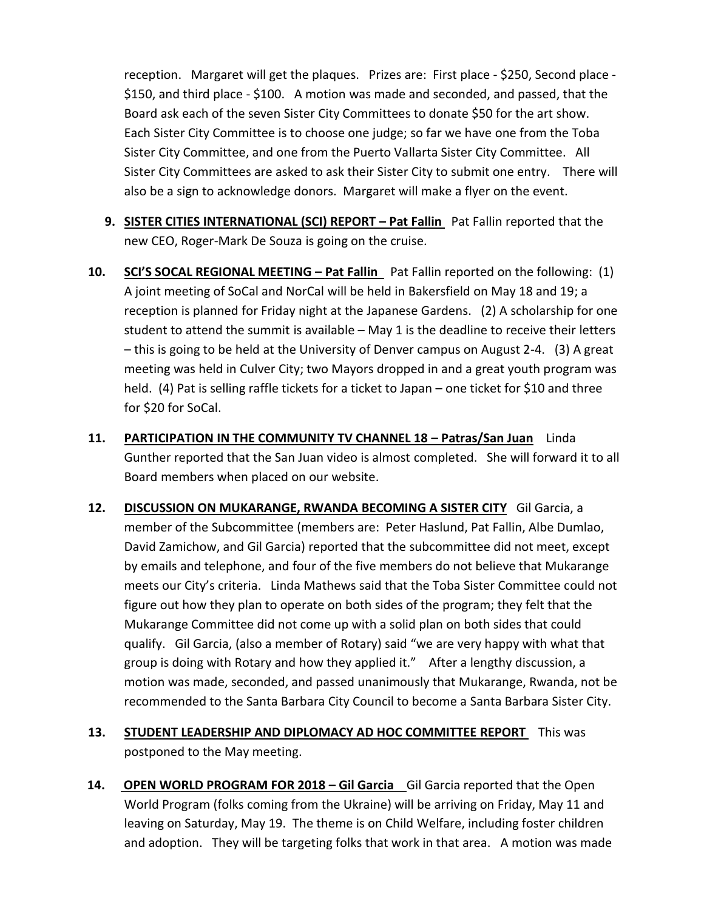reception. Margaret will get the plaques. Prizes are: First place - $250, Second place - $150, and third place - $100. A motion was made and seconded, and passed, that the Board ask each of the seven Sister City Committees to donate $50 for the art show. Each Sister City Committee is to choose one judge; so far we have one from the Toba Sister City Committee, and one from the Puerto Vallarta Sister City Committee. All Sister City Committees are asked to ask their Sister City to submit one entry. There will also be a sign to acknowledge donors. Margaret will make a flyer on the event.

9. **SISTER CITIES INTERNATIONAL (SCI) REPORT – Pat Fallin** Pat Fallin reported that the new CEO, Roger-Mark De Souza is going on the cruise.

10. **SCI'S SOCAL REGIONAL MEETING – Pat Fallin** Pat Fallin reported on the following: (1) A joint meeting of SoCal and NorCal will be held in Bakersfield on May 18 and 19; a reception is planned for Friday night at the Japanese Gardens. (2) A scholarship for one student to attend the summit is available – May 1 is the deadline to receive their letters – this is going to be held at the University of Denver campus on August 2-4. (3) A great meeting was held in Culver City; two Mayors dropped in and a great youth program was held. (4) Pat is selling raffle tickets for a ticket to Japan – one ticket for $10 and three for $20 for SoCal.

11. **PARTICIPATION IN THE COMMUNITY TV CHANNEL 18 – Patras/San Juan** Linda Gunther reported that the San Juan video is almost completed. She will forward it to all Board members when placed on our website.

12. **DISCUSSION ON MUKARANGE, RWANDA BECOMING A SISTER CITY** Gil Garcia, a member of the Subcommittee (members are: Peter Haslund, Pat Fallin, Albe Dumlao, David Zamichow, and Gil Garcia) reported that the subcommittee did not meet, except by emails and telephone, and four of the five members do not believe that Mukarange meets our City's criteria. Linda Mathews said that the Toba Sister Committee could not figure out how they plan to operate on both sides of the program; they felt that the Mukarange Committee did not come up with a solid plan on both sides that could qualify. Gil Garcia, (also a member of Rotary) said "we are very happy with what that group is doing with Rotary and how they applied it." After a lengthy discussion, a motion was made, seconded, and passed unanimously that Mukarange, Rwanda, not be recommended to the Santa Barbara City Council to become a Santa Barbara Sister City.

13. **STUDENT LEADERSHIP AND DIPLOMACY AD HOC COMMITTEE REPORT** This was postponed to the May meeting.

14. **OPEN WORLD PROGRAM FOR 2018 – Gil Garcia** Gil Garcia reported that the Open World Program (folks coming from the Ukraine) will be arriving on Friday, May 11 and leaving on Saturday, May 19. The theme is on Child Welfare, including foster children and adoption. They will be targeting folks that work in that area. A motion was made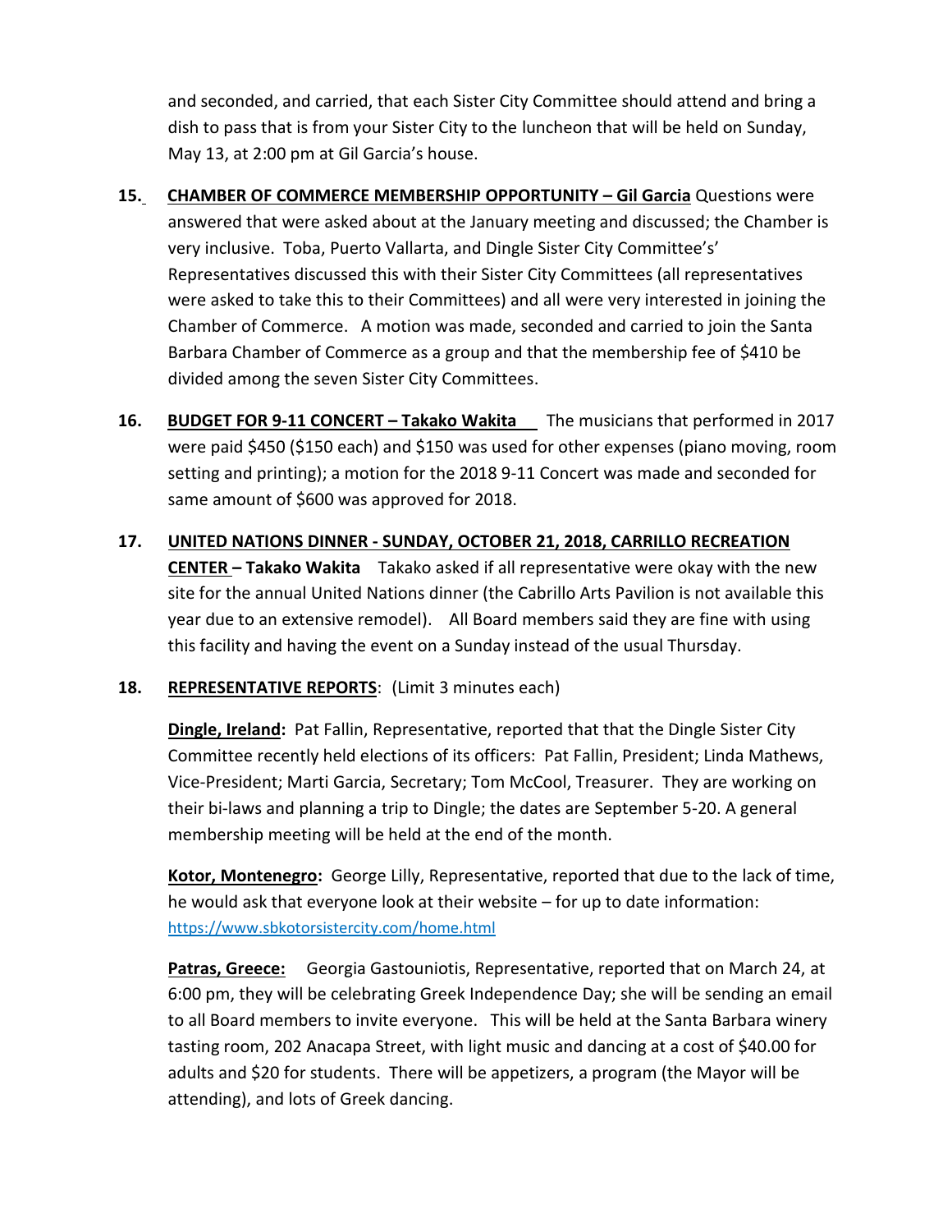and seconded, and carried, that each Sister City Committee should attend and bring a dish to pass that is from your Sister City to the luncheon that will be held on Sunday, May 13, at 2:00 pm at Gil Garcia's house.

15. **CHAMBER OF COMMERCE MEMBERSHIP OPPORTUNITY – Gil Garcia** Questions were answered that were asked about at the January meeting and discussed; the Chamber is very inclusive. Toba, Puerto Vallarta, and Dingle Sister City Committee's' Representatives discussed this with their Sister City Committees (all representatives were asked to take this to their Committees) and all were very interested in joining the Chamber of Commerce. A motion was made, seconded and carried to join the Santa Barbara Chamber of Commerce as a group and that the membership fee of $410 be divided among the seven Sister City Committees.

16. **BUDGET FOR 9-11 CONCERT – Takako Wakita** The musicians that performed in 2017 were paid $450 ($150 each) and $150 was used for other expenses (piano moving, room setting and printing); a motion for the 2018 9-11 Concert was made and seconded for same amount of $600 was approved for 2018.

17. **UNITED NATIONS DINNER - SUNDAY, OCTOBER 21, 2018, CARRILLO RECREATION CENTER – Takako Wakita** Takako asked if all representative were okay with the new site for the annual United Nations dinner (the Cabrillo Arts Pavilion is not available this year due to an extensive remodel). All Board members said they are fine with using this facility and having the event on a Sunday instead of the usual Thursday.

18. **REPRESENTATIVE REPORTS**: (Limit 3 minutes each)

**Dingle, Ireland:** Pat Fallin, Representative, reported that that the Dingle Sister City Committee recently held elections of its officers: Pat Fallin, President; Linda Mathews, Vice-President; Marti Garcia, Secretary; Tom McCool, Treasurer. They are working on their bi-laws and planning a trip to Dingle; the dates are September 5-20. A general membership meeting will be held at the end of the month.

**Kotor, Montenegro:** George Lilly, Representative, reported that due to the lack of time, he would ask that everyone look at their website – for up to date information: https://www.sbkotorsistercity.com/home.html

**Patras, Greece:** Georgia Gastouniotis, Representative, reported that on March 24, at 6:00 pm, they will be celebrating Greek Independence Day; she will be sending an email to all Board members to invite everyone. This will be held at the Santa Barbara winery tasting room, 202 Anacapa Street, with light music and dancing at a cost of $40.00 for adults and $20 for students. There will be appetizers, a program (the Mayor will be attending), and lots of Greek dancing.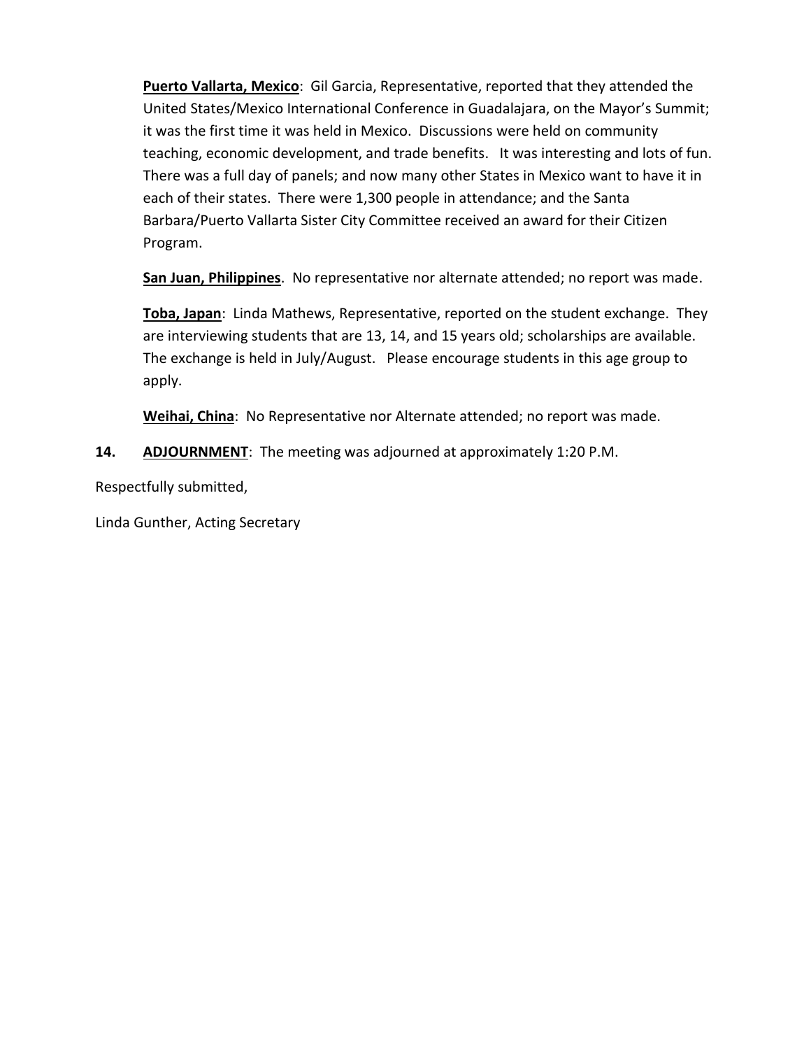**Puerto Vallarta, Mexico**: Gil Garcia, Representative, reported that they attended the United States/Mexico International Conference in Guadalajara, on the Mayor's Summit; it was the first time it was held in Mexico. Discussions were held on community teaching, economic development, and trade benefits. It was interesting and lots of fun. There was a full day of panels; and now many other States in Mexico want to have it in each of their states. There were 1,300 people in attendance; and the Santa Barbara/Puerto Vallarta Sister City Committee received an award for their Citizen Program.

**San Juan, Philippines**. No representative nor alternate attended; no report was made.

**Toba, Japan**: Linda Mathews, Representative, reported on the student exchange. They are interviewing students that are 13, 14, and 15 years old; scholarships are available. The exchange is held in July/August. Please encourage students in this age group to apply.

**Weihai, China**: No Representative nor Alternate attended; no report was made.

**14. ADJOURNMENT**: The meeting was adjourned at approximately 1:20 P.M.

Respectfully submitted,

Linda Gunther, Acting Secretary